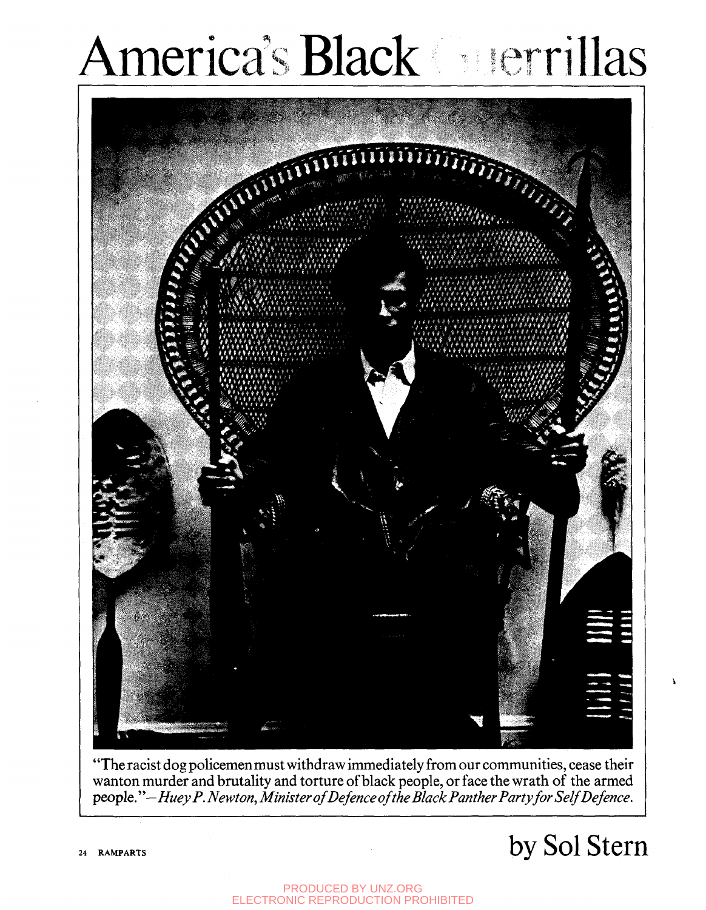# America's Black Guerrillas

"The racist dog policemen must withdraw immediately from our communities, cease their wanton murder and brutality and torture of black people, or face the wrath of the armed people."—*Huey P. Newton, Minister of Defence of the Black Panther Party for Self Defence.*

## by Sol Stern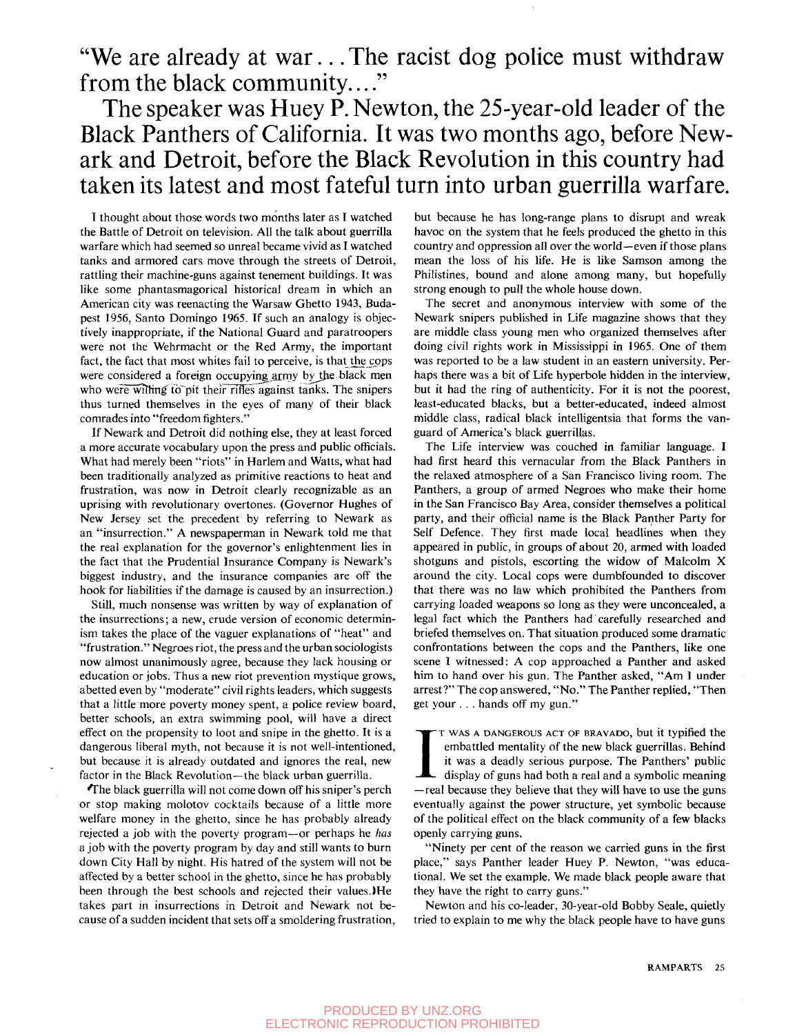# "We are already at war . . . The racist dog police must withdraw from the black community. . . ."

## The speaker was Huey P. Newton, the 25-year-old leader of the Black Panthers of California. It was two months ago, before Newark and Detroit, before the Black Revolution in this country had taken its latest and most fateful turn into urban guerrilla warfare.

I thought about those words two months later as I watched the Battle of Detroit on television. All the talk about guerrilla warfare which had seemed so unreal became vivid as I watched tanks and armored cars move through the streets of Detroit, rattling their machine-guns against tenement buildings. It was like some phantasmagorical historical dream in which an American city was reenacting the Warsaw Ghetto 1943, Budapest 1956, Santo Domingo 1965. If such an analogy is objectively inappropriate, if the National Guard and paratroopers were not the Wehrmacht or the Red Army, the important fact, the fact that most whites fail to perceive, is that the cops were considered a foreign occupying army by the black men who were willing to pit their rifles against tanks. The snipers thus turned themselves in the eyes of many of their black comrades into "freedom fighters."

If Newark and Detroit did nothing else, they at least forced a more accurate vocabulary upon the press and public officials. What had merely been "riots" in Harlem and Watts, what had been traditionally analyzed as primitive reactions to heat and frustration, was now in Detroit clearly recognizable as an uprising with revolutionary overtones. (Governor Hughes of New Jersey set the precedent by referring to Newark as an "insurrection." A newspaperman in Newark told me that the real explanation for the governor's enlightenment lies in the fact that the Prudential Insurance Company is Newark's biggest industry, and the insurance companies are off the hook for liabilities if the damage is caused by an insurrection.)

Still, much nonsense was written by way of explanation of the insurrections; a new, crude version of economic determinism takes the place of the vaguer explanations of "heat" and "frustration." Negroes riot, the press and the urban sociologists now almost unanimously agree, because they lack housing or education or jobs. Thus a new riot prevention mystique grows, abetted even by "moderate" civil rights leaders, which suggests that a little more poverty money spent, a police review board, better schools, an extra swimming pool, will have a direct effect on the propensity to loot and snipe in the ghetto. It is a dangerous liberal myth, not because it is not well-intentioned, but because it is already outdated and ignores the real, new factor in the Black Revolution—the black urban guerrilla.

The black guerrilla will not come down off his sniper's perch or stop making molotov cocktails because of a little more welfare money in the ghetto, since he has probably already rejected a job with the poverty program—or perhaps he *has* a job with the poverty program by day and still wants to burn down City Hall by night. His hatred of the system will not be affected by a better school in the ghetto, since he has probably been through the best schools and rejected their values. He takes part in insurrections in Detroit and Newark not because of a sudden incident that sets off a smoldering frustration, but because he has long-range plans to disrupt and wreak havoc on the system that he feels produced the ghetto in this country and oppression all over the world—even if those plans mean the loss of his life. He is like Samson among the Philistines, bound and alone among many, but hopefully strong enough to pull the whole house down.

The secret and anonymous interview with some of the Newark snipers published in Life magazine shows that they are middle class young men who organized themselves after doing civil rights work in Mississippi in 1965. One of them was reported to be a law student in an eastern university. Perhaps there was a bit of Life hyperbole hidden in the interview, but it had the ring of authenticity. For it is not the poorest, least-educated blacks, but a better-educated, indeed almost middle class, radical black intelligentsia that forms the vanguard of America's black guerrillas.

The Life interview was couched in familiar language. I had first heard this vernacular from the Black Panthers in the relaxed atmosphere of a San Francisco living room. The Panthers, a group of armed Negroes who make their home in the San Francisco Bay Area, consider themselves a political party, and their official name is the Black Panther Party for Self Defence. They first made local headlines when they appeared in public, in groups of about 20, armed with loaded shotguns and pistols, escorting the widow of Malcolm X around the city. Local cops were dumbfounded to discover that there was no law which prohibited the Panthers from carrying loaded weapons so long as they were unconcealed, a legal fact which the Panthers had carefully researched and briefed themselves on. That situation produced some dramatic confrontations between the cops and the Panthers, like one scene I witnessed: A cop approached a Panther and asked him to hand over his gun. The Panther asked, "Am I under arrest?" The cop answered, "No." The Panther replied, "Then get your . . . hands off my gun."

IT WAS A DANGEROUS ACT OF BRAVADO, but it typified the embattled mentality of the new black guerrillas. Behind it was a deadly serious purpose. The Panthers' public display of guns had both a real and a symbolic meaning—real because they believe that they will have to use the guns eventually against the power structure, yet symbolic because of the political effect on the black community of a few blacks openly carrying guns.

"Ninety per cent of the reason we carried guns in the first place," says Panther leader Huey P. Newton, "was educational. We set the example. We made black people aware that they have the right to carry guns."

Newton and his co-leader, 30-year-old Bobby Seale, quietly tried to explain to me why the black people have to have guns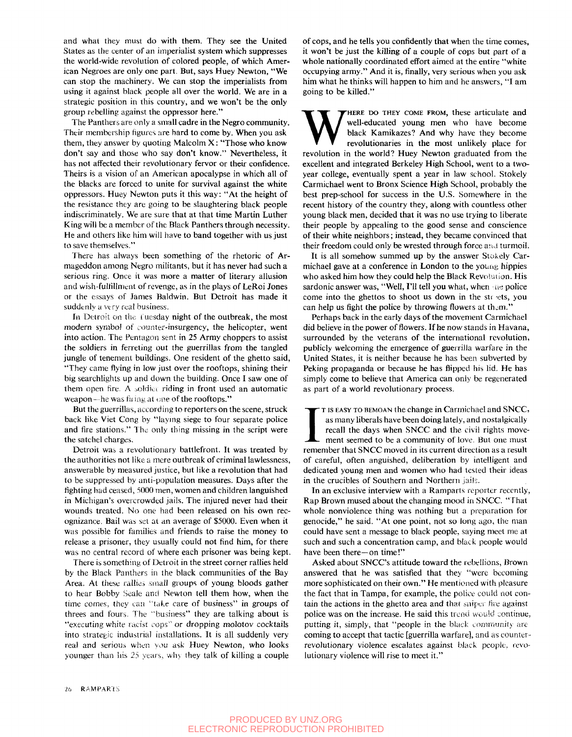and what they must do with them. They see the United States as the center of an imperialist system which suppresses the world-wide revolution of colored people, of which American Negroes are only one part. But, says Huey Newton, "We can stop the machinery. We can stop the imperialists from using it against black people all over the world. We are in a strategic position in this country, and we won't be the only group rebelling against the oppressor here."

The Panthers are only a small cadre in the Negro community. Their membership figures are hard to come by. When you ask them, they answer by quoting Malcolm X: "Those who know don't say and those who say don't know." Nevertheless, it has not affected their revolutionary fervor or their confidence. Theirs is a vision of an American apocalypse in which all of the blacks are forced to unite for survival against the white oppressors. Huey Newton puts it this way: "At the height of the resistance they are going to be slaughtering black people indiscriminately. We are sure that at that time Martin Luther King will be a member of the Black Panthers through necessity. He and others like him will have to band together with us just to save themselves."

There has always been something of the rhetoric of Armageddon among Negro militants, but it has never had such a serious ring. Once it was more a matter of literary allusion and wish-fulfillment of revenge, as in the plays of LeRoi Jones or the essays of James Baldwin. But Detroit has made it suddenly a very real business.

In Detroit on the Tuesday night of the outbreak, the most modern symbol of counter-insurgency, the helicopter, went into action. The Pentagon sent in 25 Army choppers to assist the soldiers in ferreting out the guerrillas from the tangled jungle of tenement buildings. One resident of the ghetto said, "They came flying in low just over the rooftops, shining their big searchlights up and down the building. Once I saw one of them open fire. A soldier riding in front used an automatic weapon—he was firing at one of the rooftops."

But the guerrillas, according to reporters on the scene, struck back like Viet Cong by "laying siege to four separate police and fire stations." The only thing missing in the script were the satchel charges.

Detroit was a revolutionary battlefront. It was treated by the authorities not like a mere outbreak of criminal lawlessness, answerable by measured justice, but like a revolution that had to be suppressed by anti-population measures. Days after the fighting had ceased, 5000 men, women and children languished in Michigan's overcrowded jails. The injured never had their wounds treated. No one had been released on his own recognizance. Bail was set at an average of $5000. Even when it was possible for families and friends to raise the money to release a prisoner, they usually could not find him, for there was no central record of where each prisoner was being kept.

There is something of Detroit in the street corner rallies held by the Black Panthers in the black communities of the Bay Area. At these rallies small groups of young bloods gather to hear Bobby Seale and Newton tell them how, when the time comes, they can "take care of business" in groups of threes and fours. The "business" they are talking about is "executing white racist cops" or dropping molotov cocktails into strategic industrial installations. It is all suddenly very real and serious when you ask Huey Newton, who looks younger than his 25 years, why they talk of killing a couple of cops, and he tells you confidently that when the time comes, it won't be just the killing of a couple of cops but part of a whole nationally coordinated effort aimed at the entire "white occupying army." And it is, finally, very serious when you ask him what he thinks will happen to him and he answers, "I am going to be killed."

WHERE DO THEY COME FROM, these articulate and well-educated young men who have become black Kamikazes? And why have they become revolutionaries in the most unlikely place for revolution in the world? Huey Newton graduated from the excellent and integrated Berkeley High School, went to a two-year college, eventually spent a year in law school. Stokely Carmichael went to Bronx Science High School, probably the best prep-school for success in the U.S. Somewhere in the recent history of the country they, along with countless other young black men, decided that it was no use trying to liberate their people by appealing to the good sense and conscience of their white neighbors; instead, they became convinced that their freedom could only be wrested through force and turmoil.

It is all somehow summed up by the answer Stokely Carmichael gave at a conference in London to the young hippies who asked him how they could help the Black Revolution. His sardonic answer was, "Well, I'll tell you what, when the police come into the ghettos to shoot us down in the streets, you can help us fight the police by throwing flowers at them."

Perhaps back in the early days of the movement Carmichael did believe in the power of flowers. If he now stands in Havana, surrounded by the veterans of the international revolution, publicly welcoming the emergence of guerrilla warfare in the United States, it is neither because he has been subverted by Peking propaganda or because he has flipped his lid. He has simply come to believe that America can only be regenerated as part of a world revolutionary process.

IT IS EASY TO BEMOAN the change in Carmichael and SNCC, as many liberals have been doing lately, and nostalgically recall the days when SNCC and the civil rights movement seemed to be a community of love. But one must remember that SNCC moved in its current direction as a result of careful, often anguished, deliberation by intelligent and dedicated young men and women who had tested their ideas in the crucibles of Southern and Northern jails.

In an exclusive interview with a Ramparts reporter recently, Rap Brown mused about the changing mood in SNCC. "That whole nonviolence thing was nothing but a preparation for genocide," he said. "At one point, not so long ago, the man could have sent a message to black people, saying meet me at such and such a concentration camp, and black people would have been there—on time!"

Asked about SNCC's attitude toward the rebellions, Brown answered that he was satisfied that they "were becoming more sophisticated on their own." He mentioned with pleasure the fact that in Tampa, for example, the police could not contain the actions in the ghetto area and that sniper fire against police was on the increase. He said this trend would continue, putting it, simply, that "people in the black community are coming to accept that tactic [guerrilla warfare], and as counter-revolutionary violence escalates against black people, revolutionary violence will rise to meet it."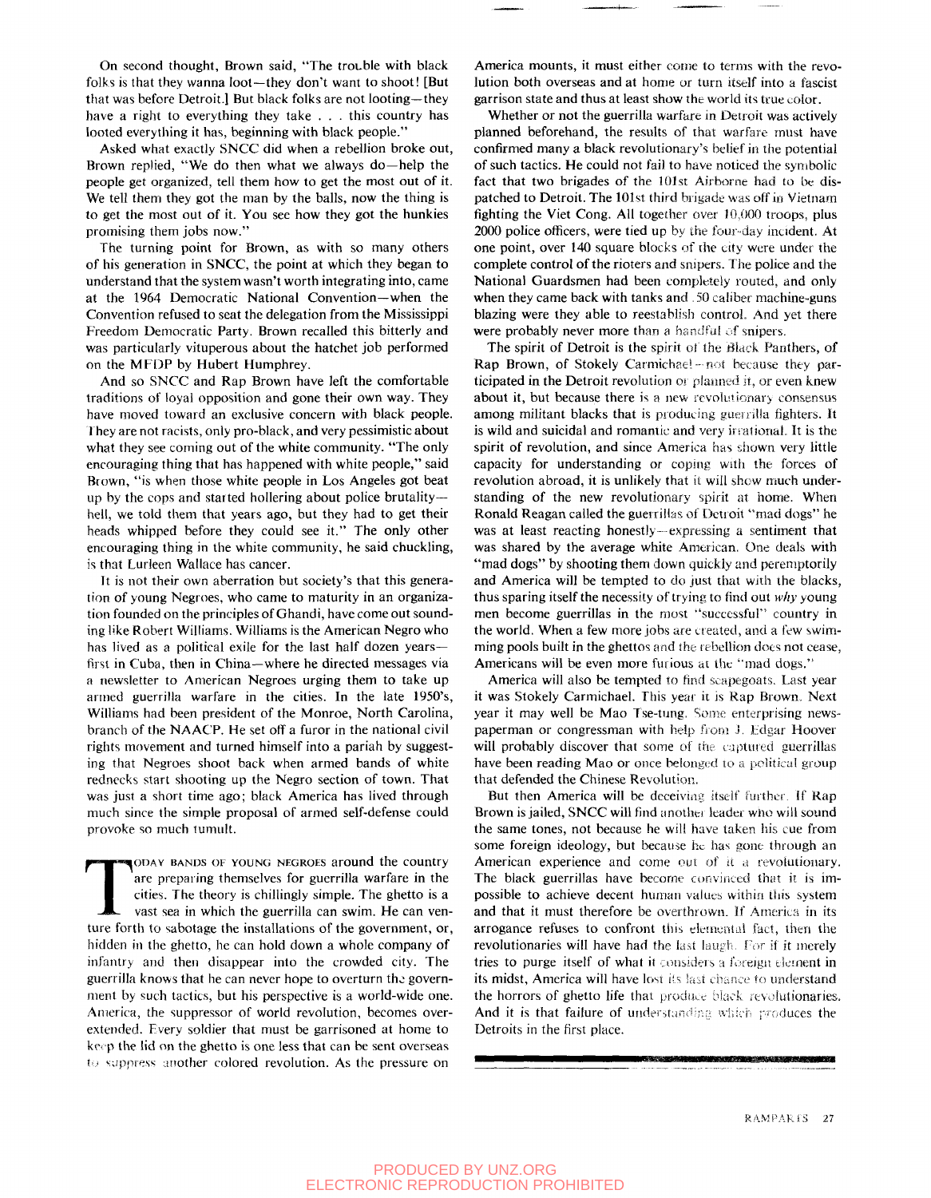On second thought, Brown said, "The trouble with black folks is that they wanna loot—they don't want to shoot! [But that was before Detroit.] But black folks are not looting—they have a right to everything they take . . . this country has looted everything it has, beginning with black people."

Asked what exactly SNCC did when a rebellion broke out, Brown replied, "We do then what we always do—help the people get organized, tell them how to get the most out of it. We tell them they got the man by the balls, now the thing is to get the most out of it. You see how they got the hunkies promising them jobs now."

The turning point for Brown, as with so many others of his generation in SNCC, the point at which they began to understand that the system wasn't worth integrating into, came at the 1964 Democratic National Convention—when the Convention refused to seat the delegation from the Mississippi Freedom Democratic Party. Brown recalled this bitterly and was particularly vituperous about the hatchet job performed on the MFDP by Hubert Humphrey.

And so SNCC and Rap Brown have left the comfortable traditions of loyal opposition and gone their own way. They have moved toward an exclusive concern with black people. They are not racists, only pro-black, and very pessimistic about what they see coming out of the white community. "The only encouraging thing that has happened with white people," said Brown, "is when those white people in Los Angeles got beat up by the cops and started hollering about police brutality—hell, we told them that years ago, but they had to get their heads whipped before they could see it." The only other encouraging thing in the white community, he said chuckling, is that Lurleen Wallace has cancer.

It is not their own aberration but society's that this generation of young Negroes, who came to maturity in an organization founded on the principles of Ghandi, have come out sounding like Robert Williams. Williams is the American Negro who has lived as a political exile for the last half dozen years—first in Cuba, then in China—where he directed messages via a newsletter to American Negroes urging them to take up armed guerrilla warfare in the cities. In the late 1950's, Williams had been president of the Monroe, North Carolina, branch of the NAACP. He set off a furor in the national civil rights movement and turned himself into a pariah by suggesting that Negroes shoot back when armed bands of white rednecks start shooting up the Negro section of town. That was just a short time ago; black America has lived through much since the simple proposal of armed self-defense could provoke so much tumult.

TODAY BANDS OF YOUNG NEGROES around the country are preparing themselves for guerrilla warfare in the cities. The theory is chillingly simple. The ghetto is a vast sea in which the guerrilla can swim. He can venture forth to sabotage the installations of the government, or, hidden in the ghetto, he can hold down a whole company of infantry and then disappear into the crowded city. The guerrilla knows that he can never hope to overturn the government by such tactics, but his perspective is a world-wide one. America, the suppressor of world revolution, becomes overextended. Every soldier that must be garrisoned at home to keep the lid on the ghetto is one less that can be sent overseas to suppress another colored revolution. As the pressure on America mounts, it must either come to terms with the revolution both overseas and at home or turn itself into a fascist garrison state and thus at least show the world its true color.

Whether or not the guerrilla warfare in Detroit was actively planned beforehand, the results of that warfare must have confirmed many a black revolutionary's belief in the potential of such tactics. He could not fail to have noticed the symbolic fact that two brigades of the 101st Airborne had to be dispatched to Detroit. The 101st third brigade was off in Vietnam fighting the Viet Cong. All together over 10,000 troops, plus 2000 police officers, were tied up by the four-day incident. At one point, over 140 square blocks of the city were under the complete control of the rioters and snipers. The police and the National Guardsmen had been completely routed, and only when they came back with tanks and .50 caliber machine-guns blazing were they able to reestablish control. And yet there were probably never more than a handful of snipers.

The spirit of Detroit is the spirit of the Black Panthers, of Rap Brown, of Stokely Carmichael—not because they participated in the Detroit revolution or planned it, or even knew about it, but because there is a new revolutionary consensus among militant blacks that is producing guerrilla fighters. It is wild and suicidal and romantic and very irrational. It is the spirit of revolution, and since America has shown very little capacity for understanding or coping with the forces of revolution abroad, it is unlikely that it will show much understanding of the new revolutionary spirit at home. When Ronald Reagan called the guerrillas of Detroit "mad dogs" he was at least reacting honestly—expressing a sentiment that was shared by the average white American. One deals with "mad dogs" by shooting them down quickly and peremptorily and America will be tempted to do just that with the blacks, thus sparing itself the necessity of trying to find out *why* young men become guerrillas in the most "successful" country in the world. When a few more jobs are created, and a few swimming pools built in the ghettos and the rebellion does not cease, Americans will be even more furious at the "mad dogs."

America will also be tempted to find scapegoats. Last year it was Stokely Carmichael. This year it is Rap Brown. Next year it may well be Mao Tse-tung. Some enterprising newspaperman or congressman with help from J. Edgar Hoover will probably discover that some of the captured guerrillas have been reading Mao or once belonged to a political group that defended the Chinese Revolution.

But then America will be deceiving itself further. If Rap Brown is jailed, SNCC will find another leader who will sound the same tones, not because he will have taken his cue from some foreign ideology, but because he has gone through an American experience and come out of it a revolutionary. The black guerrillas have become convinced that it is impossible to achieve decent human values within this system and that it must therefore be overthrown. If America in its arrogance refuses to confront this elemental fact, then the revolutionaries will have had the last laugh. For if it merely tries to purge itself of what it considers a foreign element in its midst, America will have lost its last chance to understand the horrors of ghetto life that produce black revolutionaries. And it is that failure of understanding which produces the Detroits in the first place.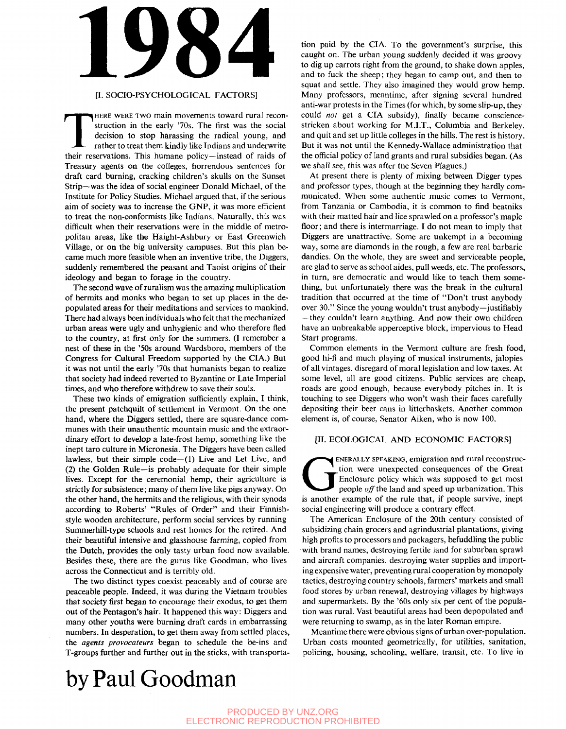# 1984

## [I. SOCIO-PSYCHOLOGICAL FACTORS]

THERE WERE TWO main movements toward rural reconstruction in the early '70s. The first was the social decision to stop harassing the radical young, and rather to treat them kindly like Indians and underwrite their reservations. This humane policy—instead of raids of Treasury agents on the colleges, horrendous sentences for draft card burning, cracking children's skulls on the Sunset Strip—was the idea of social engineer Donald Michael, of the Institute for Policy Studies. Michael argued that, if the serious aim of society was to increase the GNP, it was more efficient to treat the non-conformists like Indians. Naturally, this was difficult when their reservations were in the middle of metropolitan areas, like the Haight-Ashbury or East Greenwich Village, or on the big university campuses. But this plan became much more feasible when an inventive tribe, the Diggers, suddenly remembered the peasant and Taoist origins of their ideology and began to forage in the country.

The second wave of ruralism was the amazing multiplication of hermits and monks who began to set up places in the depopulated areas for their meditations and services to mankind. There had always been individuals who felt that the mechanized urban areas were ugly and unhygienic and who therefore fled to the country, at first only for the summers. (I remember a nest of these in the '50s around Wardsboro, members of the Congress for Cultural Freedom supported by the CIA.) But it was not until the early '70s that humanists began to realize that society had indeed reverted to Byzantine or Late Imperial times, and who therefore withdrew to save their souls.

These two kinds of emigration sufficiently explain, I think, the present patchquilt of settlement in Vermont. On the one hand, where the Diggers settled, there are square-dance communes with their unauthentic mountain music and the extraordinary effort to develop a late-frost hemp, something like the inept taro culture in Micronesia. The Diggers have been called lawless, but their simple code—(1) Live and Let Live, and (2) the Golden Rule—is probably adequate for their simple lives. Except for the ceremonial hemp, their agriculture is strictly for subsistence; many of them live like pigs anyway. On the other hand, the hermits and the religious, with their synods according to Roberts' "Rules of Order" and their Finnish-style wooden architecture, perform social services by running Summerhill-type schools and rest homes for the retired. And their beautiful intensive and glasshouse farming, copied from the Dutch, provides the only tasty urban food now available. Besides these, there are the gurus like Goodman, who lives across the Connecticut and is terribly old.

The two distinct types coexist peaceably and of course are peaceable people. Indeed, it was during the Vietnam troubles that society first began to encourage their exodus, to get them out of the Pentagon's hair. It happened this way: Diggers and many other youths were burning draft cards in embarrassing numbers. In desperation, to get them away from settled places, the *agents provocateurs* began to schedule the be-ins and T-groups further and further out in the sticks, with transportation paid by the CIA. To the government's surprise, this caught on. The urban young suddenly decided it was groovy to dig up carrots right from the ground, to shake down apples, and to fuck the sheep; they began to camp out, and then to squat and settle. They also imagined they would grow hemp. Many professors, meantime, after signing several hundred anti-war protests in the Times (for which, by some slip-up, they could *not* get a CIA subsidy), finally became conscience-stricken about working for M.I.T., Columbia and Berkeley, and quit and set up little colleges in the hills. The rest is history. But it was not until the Kennedy-Wallace administration that the official policy of land grants and rural subsidies began. (As we shall see, this was after the Seven Plagues.)

At present there is plenty of mixing between Digger types and professor types, though at the beginning they hardly communicated. When some authentic music comes to Vermont, from Tanzania or Cambodia, it is common to find beatniks with their matted hair and lice sprawled on a professor's maple floor; and there is intermarriage. I do not mean to imply that Diggers are unattractive. Some are unkempt in a becoming way, some are diamonds in the rough, a few are real barbaric dandies. On the whole, they are sweet and serviceable people, are glad to serve as school aides, pull weeds, etc. The professors, in turn, are democratic and would like to teach them something, but unfortunately there was the break in the cultural tradition that occurred at the time of "Don't trust anybody over 30." Since the young wouldn't trust anybody—justifiably—they couldn't learn anything. And now their own children have an unbreakable apperceptive block, impervious to Head Start programs.

Common elements in the Vermont culture are fresh food, good hi-fi and much playing of musical instruments, jalopies of all vintages, disregard of moral legislation and low taxes. At some level, all are good citizens. Public services are cheap, roads are good enough, because everybody pitches in. It is touching to see Diggers who won't wash their faces carefully depositing their beer cans in litterbaskets. Another common element is, of course, Senator Aiken, who is now 100.

## [II. ECOLOGICAL AND ECONOMIC FACTORS]

GENERALLY SPEAKING, emigration and rural reconstruction were unexpected consequences of the Great Enclosure policy which was supposed to get most people *off* the land and speed up urbanization. This is another example of the rule that, if people survive, inept social engineering will produce a contrary effect.

The American Enclosure of the 20th century consisted of subsidizing chain grocers and agrindustrial plantations, giving high profits to processors and packagers, befuddling the public with brand names, destroying fertile land for suburban sprawl and aircraft companies, destroying water supplies and importing expensive water, preventing rural cooperation by monopoly tactics, destroying country schools, farmers' markets and small food stores by urban renewal, destroying villages by highways and supermarkets. By the '60s only six per cent of the population was rural. Vast beautiful areas had been depopulated and were returning to swamp, as in the later Roman empire.

Meantime there were obvious signs of urban over-population. Urban costs mounted geometrically, for utilities, sanitation, policing, housing, schooling, welfare, transit, etc. To live in

by Paul Goodman